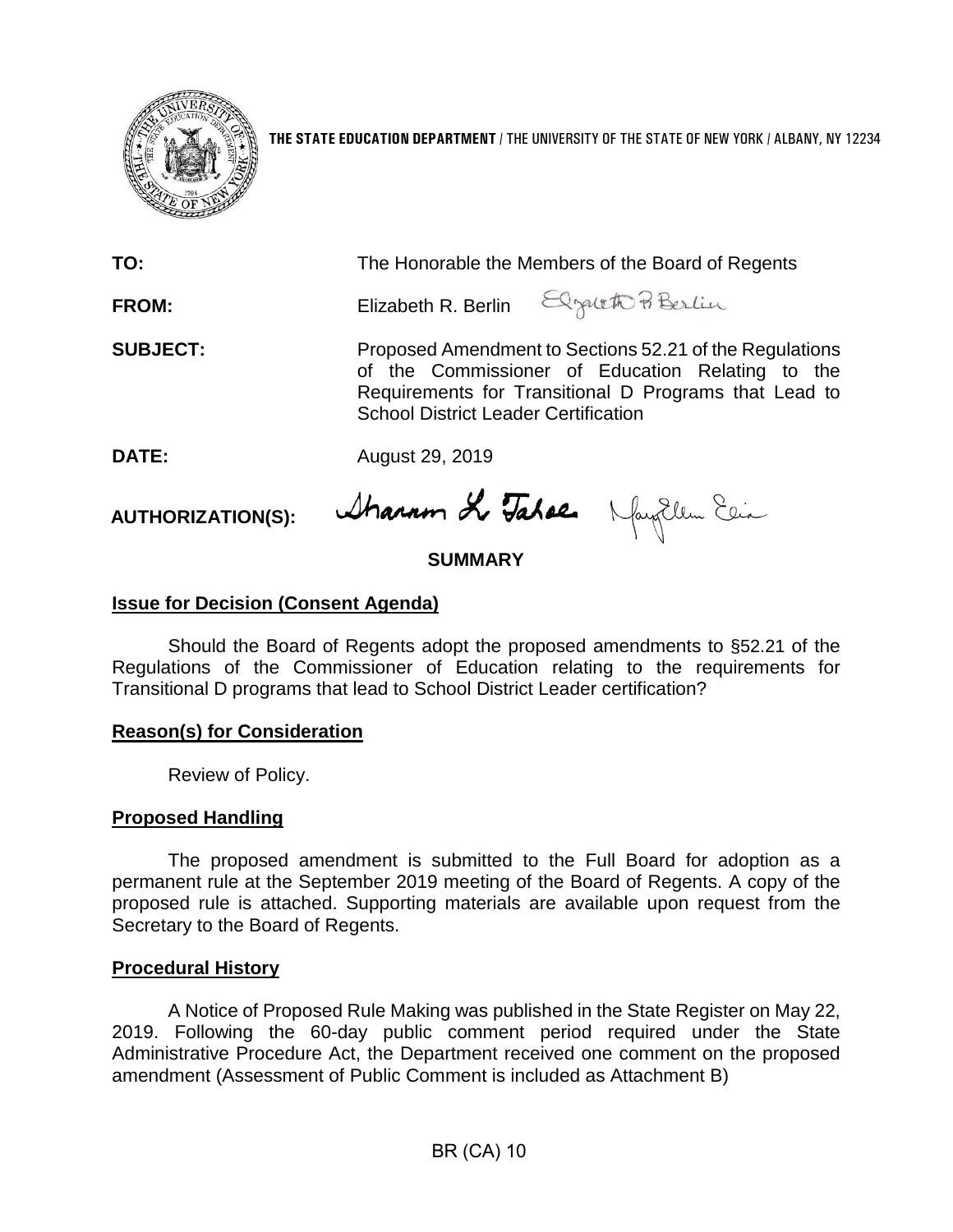THE STATE EDUCATION DEPARTMENT / THE UNIVERSITY OF THE STATE OF NEW YORK / ALBANY, NY 12234

**TO:** The Honorable the Members of the Board of Regents

**FROM:** Elizabeth R. Berlin

**SUBJECT:** Proposed Amendment to Sections 52.21 of the Regulations of the Commissioner of Education Relating to the Requirements for Transitional D Programs that Lead to School District Leader Certification

**DATE:** August 29, 2019

**AUTHORIZATION(S):**

## SUMMARY

### Issue for Decision (Consent Agenda)

Should the Board of Regents adopt the proposed amendments to §52.21 of the Regulations of the Commissioner of Education relating to the requirements for Transitional D programs that lead to School District Leader certification?

### Reason(s) for Consideration

Review of Policy.

### Proposed Handling

The proposed amendment is submitted to the Full Board for adoption as a permanent rule at the September 2019 meeting of the Board of Regents. A copy of the proposed rule is attached. Supporting materials are available upon request from the Secretary to the Board of Regents.

### Procedural History

A Notice of Proposed Rule Making was published in the State Register on May 22, 2019. Following the 60-day public comment period required under the State Administrative Procedure Act, the Department received one comment on the proposed amendment (Assessment of Public Comment is included as Attachment B)

BR (CA) 10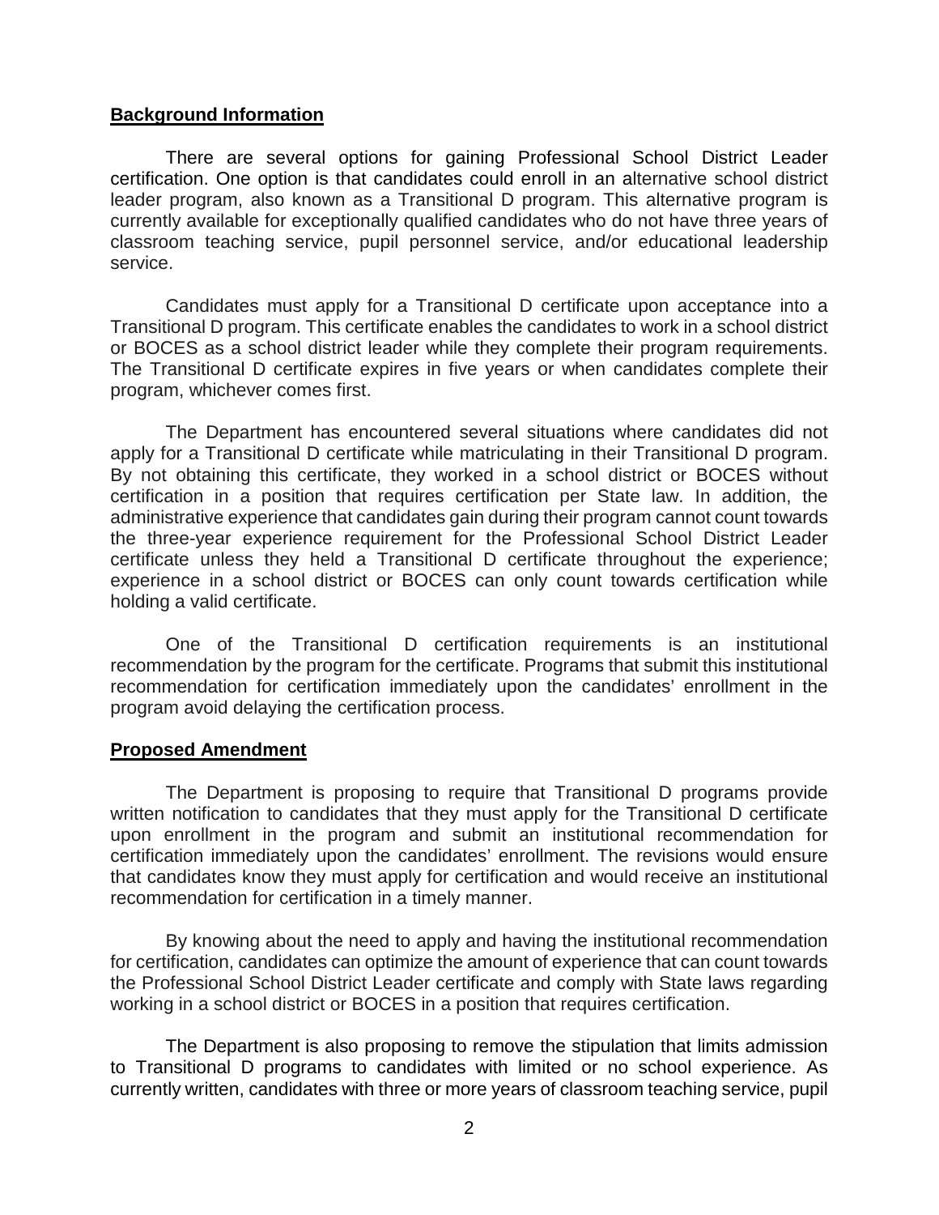## Background Information

There are several options for gaining Professional School District Leader certification. One option is that candidates could enroll in an alternative school district leader program, also known as a Transitional D program. This alternative program is currently available for exceptionally qualified candidates who do not have three years of classroom teaching service, pupil personnel service, and/or educational leadership service.

Candidates must apply for a Transitional D certificate upon acceptance into a Transitional D program. This certificate enables the candidates to work in a school district or BOCES as a school district leader while they complete their program requirements. The Transitional D certificate expires in five years or when candidates complete their program, whichever comes first.

The Department has encountered several situations where candidates did not apply for a Transitional D certificate while matriculating in their Transitional D program. By not obtaining this certificate, they worked in a school district or BOCES without certification in a position that requires certification per State law. In addition, the administrative experience that candidates gain during their program cannot count towards the three-year experience requirement for the Professional School District Leader certificate unless they held a Transitional D certificate throughout the experience; experience in a school district or BOCES can only count towards certification while holding a valid certificate.

One of the Transitional D certification requirements is an institutional recommendation by the program for the certificate. Programs that submit this institutional recommendation for certification immediately upon the candidates' enrollment in the program avoid delaying the certification process.

## Proposed Amendment

The Department is proposing to require that Transitional D programs provide written notification to candidates that they must apply for the Transitional D certificate upon enrollment in the program and submit an institutional recommendation for certification immediately upon the candidates' enrollment. The revisions would ensure that candidates know they must apply for certification and would receive an institutional recommendation for certification in a timely manner.

By knowing about the need to apply and having the institutional recommendation for certification, candidates can optimize the amount of experience that can count towards the Professional School District Leader certificate and comply with State laws regarding working in a school district or BOCES in a position that requires certification.

The Department is also proposing to remove the stipulation that limits admission to Transitional D programs to candidates with limited or no school experience. As currently written, candidates with three or more years of classroom teaching service, pupil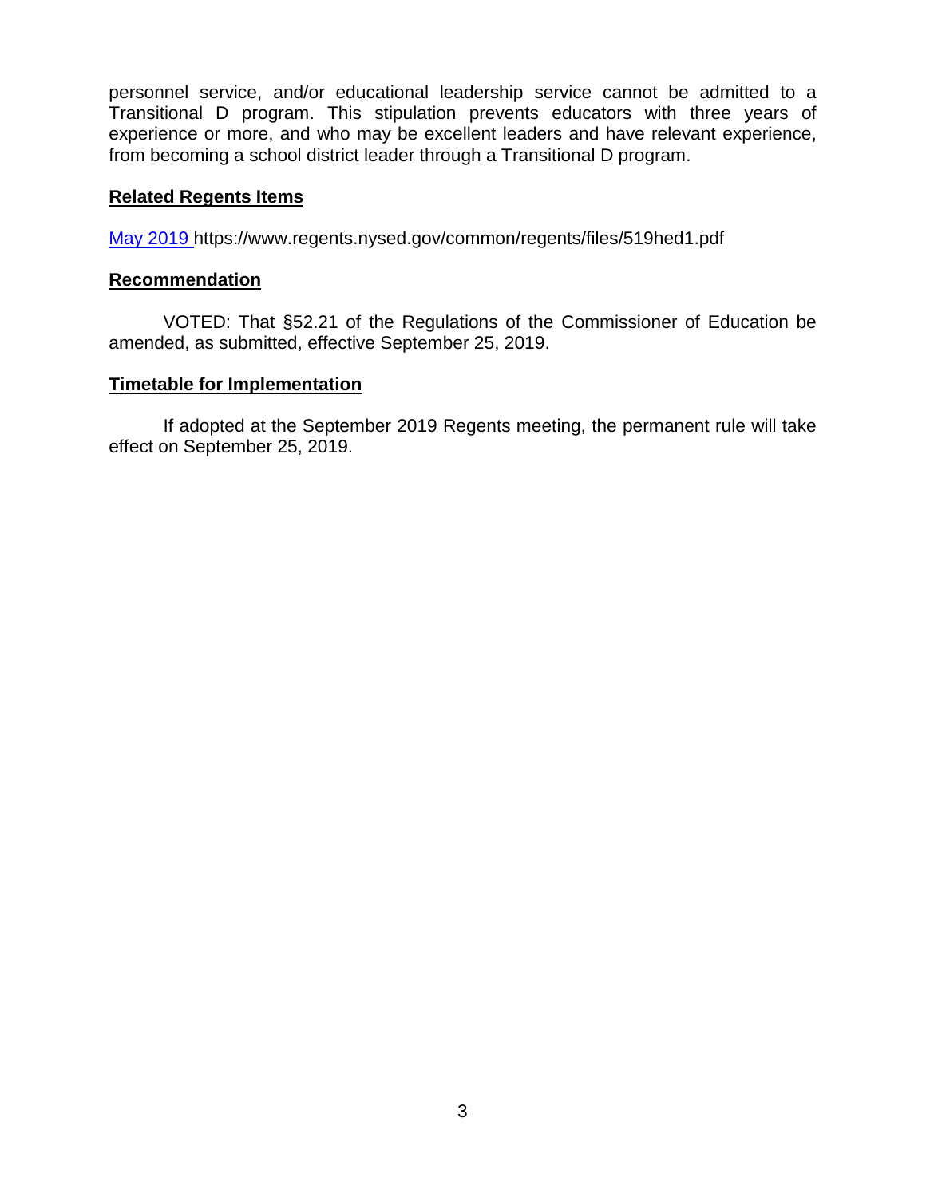personnel service, and/or educational leadership service cannot be admitted to a Transitional D program. This stipulation prevents educators with three years of experience or more, and who may be excellent leaders and have relevant experience, from becoming a school district leader through a Transitional D program.

**Related Regents Items**

[May 2019](https://www.regents.nysed.gov/common/regents/files/519hed1.pdf) https://www.regents.nysed.gov/common/regents/files/519hed1.pdf

**Recommendation**

VOTED: That §52.21 of the Regulations of the Commissioner of Education be amended, as submitted, effective September 25, 2019.

**Timetable for Implementation**

If adopted at the September 2019 Regents meeting, the permanent rule will take effect on September 25, 2019.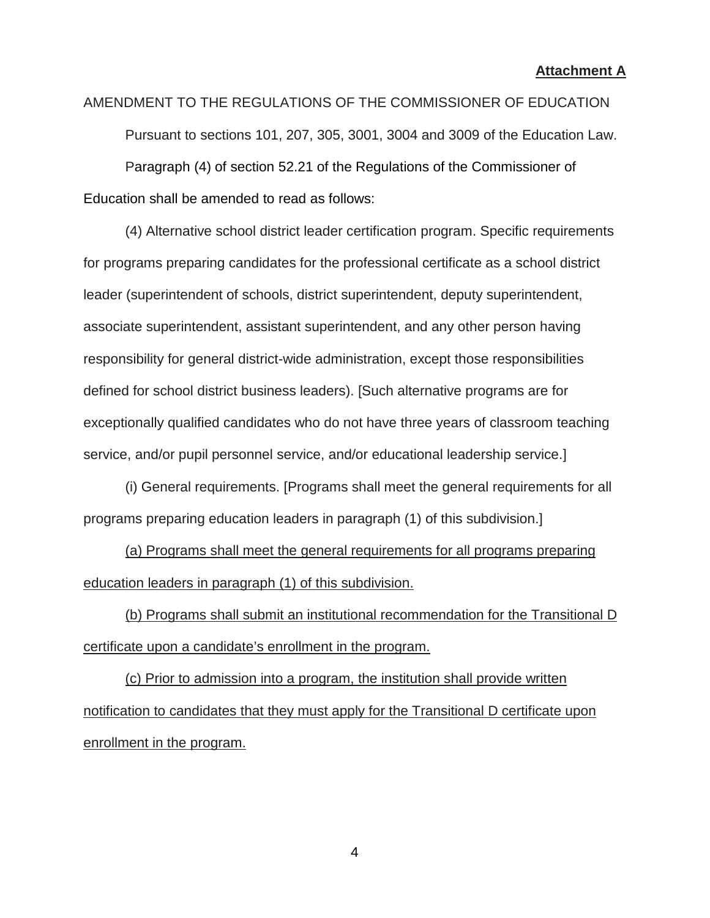**Attachment A**

AMENDMENT TO THE REGULATIONS OF THE COMMISSIONER OF EDUCATION

Pursuant to sections 101, 207, 305, 3001, 3004 and 3009 of the Education Law.

Paragraph (4) of section 52.21 of the Regulations of the Commissioner of Education shall be amended to read as follows:

(4) Alternative school district leader certification program. Specific requirements for programs preparing candidates for the professional certificate as a school district leader (superintendent of schools, district superintendent, deputy superintendent, associate superintendent, assistant superintendent, and any other person having responsibility for general district-wide administration, except those responsibilities defined for school district business leaders). [Such alternative programs are for exceptionally qualified candidates who do not have three years of classroom teaching service, and/or pupil personnel service, and/or educational leadership service.]

(i) General requirements. [Programs shall meet the general requirements for all programs preparing education leaders in paragraph (1) of this subdivision.]

<u>(a) Programs shall meet the general requirements for all programs preparing education leaders in paragraph (1) of this subdivision.</u>

<u>(b) Programs shall submit an institutional recommendation for the Transitional D certificate upon a candidate's enrollment in the program.</u>

<u>(c) Prior to admission into a program, the institution shall provide written notification to candidates that they must apply for the Transitional D certificate upon enrollment in the program.</u>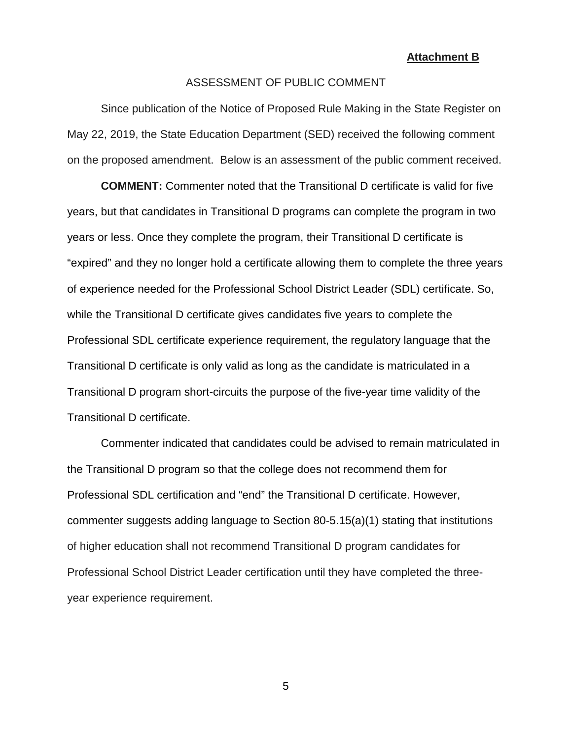**Attachment B**

ASSESSMENT OF PUBLIC COMMENT

Since publication of the Notice of Proposed Rule Making in the State Register on May 22, 2019, the State Education Department (SED) received the following comment on the proposed amendment. Below is an assessment of the public comment received.

**COMMENT:** Commenter noted that the Transitional D certificate is valid for five years, but that candidates in Transitional D programs can complete the program in two years or less. Once they complete the program, their Transitional D certificate is "expired" and they no longer hold a certificate allowing them to complete the three years of experience needed for the Professional School District Leader (SDL) certificate. So, while the Transitional D certificate gives candidates five years to complete the Professional SDL certificate experience requirement, the regulatory language that the Transitional D certificate is only valid as long as the candidate is matriculated in a Transitional D program short-circuits the purpose of the five-year time validity of the Transitional D certificate.

Commenter indicated that candidates could be advised to remain matriculated in the Transitional D program so that the college does not recommend them for Professional SDL certification and "end" the Transitional D certificate. However, commenter suggests adding language to Section 80-5.15(a)(1) stating that institutions of higher education shall not recommend Transitional D program candidates for Professional School District Leader certification until they have completed the three-year experience requirement.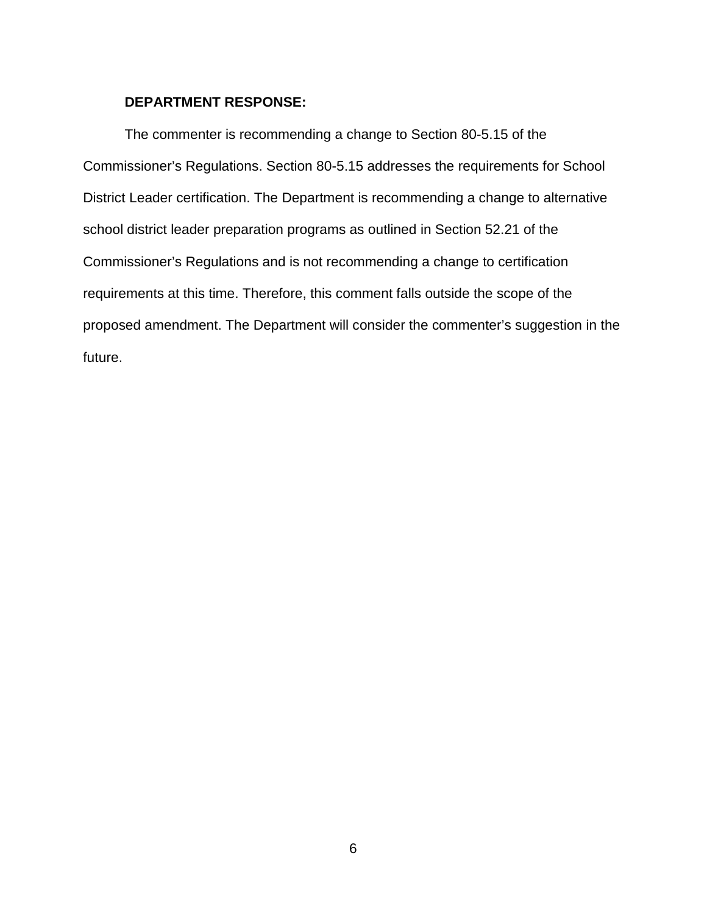**DEPARTMENT RESPONSE:**

The commenter is recommending a change to Section 80-5.15 of the Commissioner's Regulations. Section 80-5.15 addresses the requirements for School District Leader certification. The Department is recommending a change to alternative school district leader preparation programs as outlined in Section 52.21 of the Commissioner's Regulations and is not recommending a change to certification requirements at this time. Therefore, this comment falls outside the scope of the proposed amendment. The Department will consider the commenter's suggestion in the future.